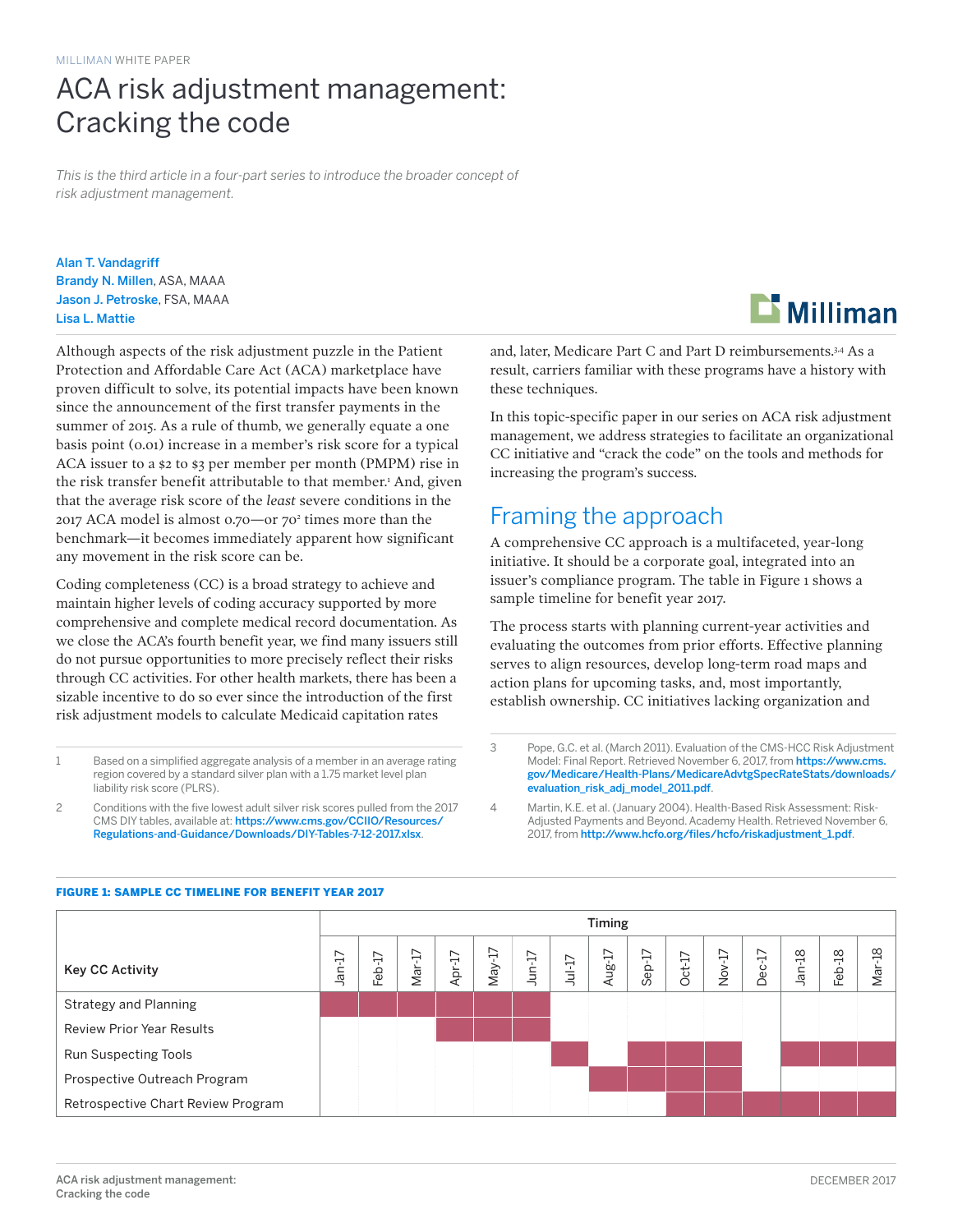MILLIMAN WHITE PAPER

# ACA risk adjustment management: Cracking the code

*This is the third article in a four-part series to introduce the broader concept of risk adjustment management.*

**Alan T. Vandagriff**
**Brandy N. Millen**, ASA, MAAA
**Jason J. Petroske**, FSA, MAAA
**Lisa L. Mattie**

Although aspects of the risk adjustment puzzle in the Patient Protection and Affordable Care Act (ACA) marketplace have proven difficult to solve, its potential impacts have been known since the announcement of the first transfer payments in the summer of 2015. As a rule of thumb, we generally equate a one basis point (0.01) increase in a member's risk score for a typical ACA issuer to a $2 to $3 per member per month (PMPM) rise in the risk transfer benefit attributable to that member.[1] And, given that the average risk score of the *least* severe conditions in the 2017 ACA model is almost 0.70—or 70[2] times more than the benchmark—it becomes immediately apparent how significant any movement in the risk score can be.

Coding completeness (CC) is a broad strategy to achieve and maintain higher levels of coding accuracy supported by more comprehensive and complete medical record documentation. As we close the ACA's fourth benefit year, we find many issuers still do not pursue opportunities to more precisely reflect their risks through CC activities. For other health markets, there has been a sizable incentive to do so ever since the introduction of the first risk adjustment models to calculate Medicaid capitation rates and, later, Medicare Part C and Part D reimbursements.[3,4] As a result, carriers familiar with these programs have a history with these techniques.

In this topic-specific paper in our series on ACA risk adjustment management, we address strategies to facilitate an organizational CC initiative and "crack the code" on the tools and methods for increasing the program's success.

## Framing the approach

A comprehensive CC approach is a multifaceted, year-long initiative. It should be a corporate goal, integrated into an issuer's compliance program. The table in Figure 1 shows a sample timeline for benefit year 2017.

The process starts with planning current-year activities and evaluating the outcomes from prior efforts. Effective planning serves to align resources, develop long-term road maps and action plans for upcoming tasks, and, most importantly, establish ownership. CC initiatives lacking organization and

---

1 Based on a simplified aggregate analysis of a member in an average rating region covered by a standard silver plan with a 1.75 market level plan liability risk score (PLRS).

2 Conditions with the five lowest adult silver risk scores pulled from the 2017 CMS DIY tables, available at: https://www.cms.gov/CCIIO/Resources/Regulations-and-Guidance/Downloads/DIY-Tables-7-12-2017.xlsx.

3 Pope, G.C. et al. (March 2011). Evaluation of the CMS-HCC Risk Adjustment Model: Final Report. Retrieved November 6, 2017, from https://www.cms.gov/Medicare/Health-Plans/MedicareAdvtgSpecRateStats/downloads/evaluation_risk_adj_model_2011.pdf.

4 Martin, K.E. et al. (January 2004). Health-Based Risk Assessment: Risk-Adjusted Payments and Beyond. Academy Health. Retrieved November 6, 2017, from http://www.hcfo.org/files/hcfo/riskadjustment_1.pdf.

**FIGURE 1: SAMPLE CC TIMELINE FOR BENEFIT YEAR 2017**

| Key CC Activity | Timing | | | | | | | | | | | | | | |
|---|---|---|---|---|---|---|---|---|---|---|---|---|---|---|---|
| | Jan-17 | Feb-17 | Mar-17 | Apr-17 | May-17 | Jun-17 | Jul-17 | Aug-17 | Sep-17 | Oct-17 | Nov-17 | Dec-17 | Jan-18 | Feb-18 | Mar-18 |
| Strategy and Planning | ■ | ■ | ■ | ■ | ■ | ■ | | | | | | | | | |
| Review Prior Year Results | | | | ■ | ■ | ■ | | | | | | | | | |
| Run Suspecting Tools | | | | | | | ■ | | ■ | ■ | ■ | | ■ | ■ | ■ |
| Prospective Outreach Program | | | | | | | | ■ | ■ | ■ | ■ | | | | |
| Retrospective Chart Review Program | | | | | | | | | | ■ | ■ | ■ | ■ | ■ | ■ |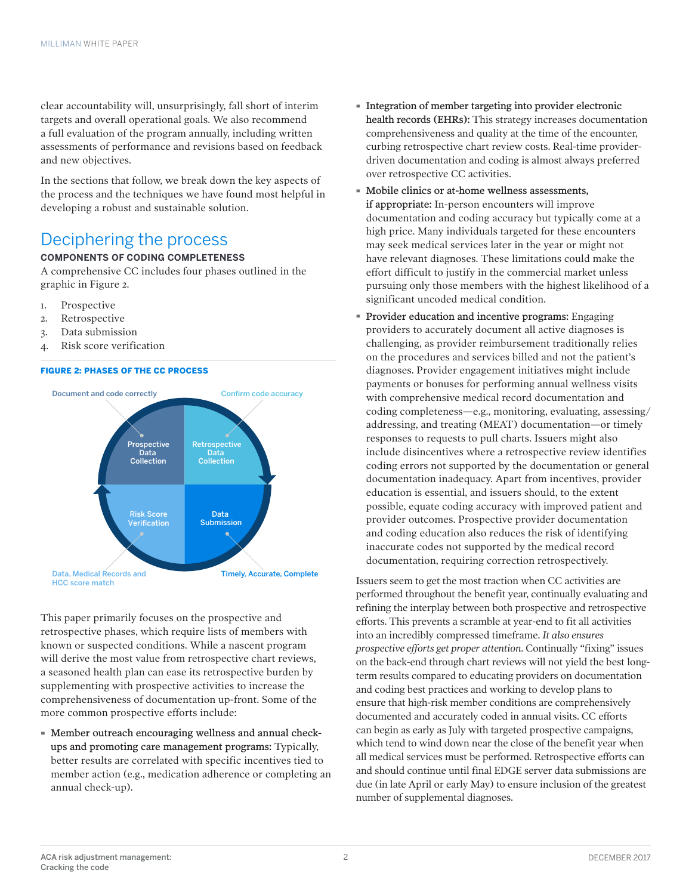clear accountability will, unsurprisingly, fall short of interim targets and overall operational goals. We also recommend a full evaluation of the program annually, including written assessments of performance and revisions based on feedback and new objectives.

In the sections that follow, we break down the key aspects of the process and the techniques we have found most helpful in developing a robust and sustainable solution.

## Deciphering the process

### COMPONENTS OF CODING COMPLETENESS

A comprehensive CC includes four phases outlined in the graphic in Figure 2.

1. Prospective
2. Retrospective
3. Data submission
4. Risk score verification

**FIGURE 2: PHASES OF THE CC PROCESS**

Document and code correctly — Prospective Data Collection

Confirm code accuracy — Retrospective Data Collection

Timely, Accurate, Complete — Data Submission

Data, Medical Records and HCC score match — Risk Score Verification

This paper primarily focuses on the prospective and retrospective phases, which require lists of members with known or suspected conditions. While a nascent program will derive the most value from retrospective chart reviews, a seasoned health plan can ease its retrospective burden by supplementing with prospective activities to increase the comprehensiveness of documentation up-front. Some of the more common prospective efforts include:

- **Member outreach encouraging wellness and annual check-ups and promoting care management programs:** Typically, better results are correlated with specific incentives tied to member action (e.g., medication adherence or completing an annual check-up).
- **Integration of member targeting into provider electronic health records (EHRs):** This strategy increases documentation comprehensiveness and quality at the time of the encounter, curbing retrospective chart review costs. Real-time provider-driven documentation and coding is almost always preferred over retrospective CC activities.
- **Mobile clinics or at-home wellness assessments, if appropriate:** In-person encounters will improve documentation and coding accuracy but typically come at a high price. Many individuals targeted for these encounters may seek medical services later in the year or might not have relevant diagnoses. These limitations could make the effort difficult to justify in the commercial market unless pursuing only those members with the highest likelihood of a significant uncoded medical condition.
- **Provider education and incentive programs:** Engaging providers to accurately document all active diagnoses is challenging, as provider reimbursement traditionally relies on the procedures and services billed and not the patient's diagnoses. Provider engagement initiatives might include payments or bonuses for performing annual wellness visits with comprehensive medical record documentation and coding completeness—e.g., monitoring, evaluating, assessing/addressing, and treating (MEAT) documentation—or timely responses to requests to pull charts. Issuers might also include disincentives where a retrospective review identifies coding errors not supported by the documentation or general documentation inadequacy. Apart from incentives, provider education is essential, and issuers should, to the extent possible, equate coding accuracy with improved patient and provider outcomes. Prospective provider documentation and coding education also reduces the risk of identifying inaccurate codes not supported by the medical record documentation, requiring correction retrospectively.

Issuers seem to get the most traction when CC activities are performed throughout the benefit year, continually evaluating and refining the interplay between both prospective and retrospective efforts. This prevents a scramble at year-end to fit all activities into an incredibly compressed timeframe. *It also ensures prospective efforts get proper attention.* Continually "fixing" issues on the back-end through chart reviews will not yield the best long-term results compared to educating providers on documentation and coding best practices and working to develop plans to ensure that high-risk member conditions are comprehensively documented and accurately coded in annual visits. CC efforts can begin as early as July with targeted prospective campaigns, which tend to wind down near the close of the benefit year when all medical services must be performed. Retrospective efforts can and should continue until final EDGE server data submissions are due (in late April or early May) to ensure inclusion of the greatest number of supplemental diagnoses.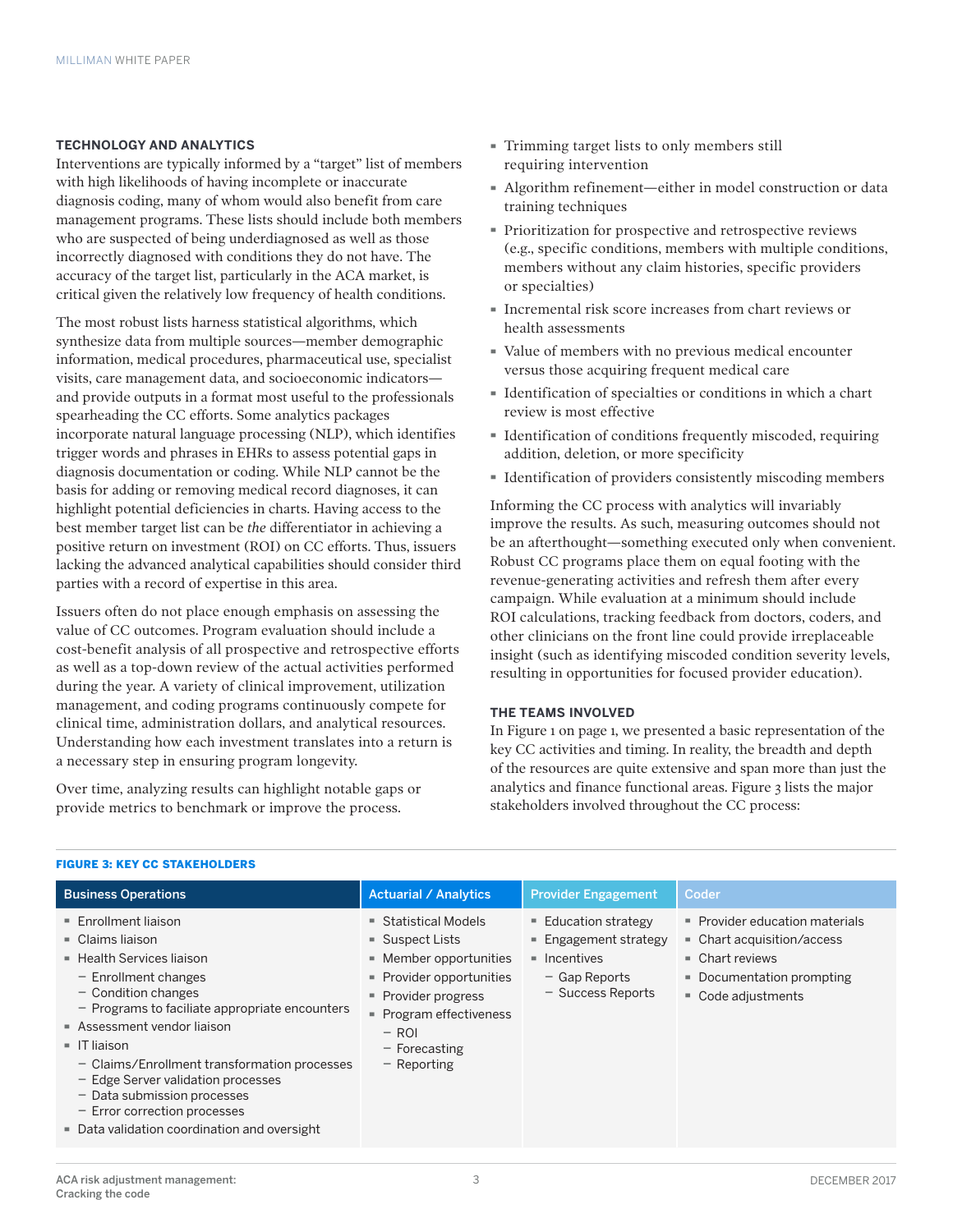## TECHNOLOGY AND ANALYTICS

Interventions are typically informed by a "target" list of members with high likelihoods of having incomplete or inaccurate diagnosis coding, many of whom would also benefit from care management programs. These lists should include both members who are suspected of being underdiagnosed as well as those incorrectly diagnosed with conditions they do not have. The accuracy of the target list, particularly in the ACA market, is critical given the relatively low frequency of health conditions.

The most robust lists harness statistical algorithms, which synthesize data from multiple sources—member demographic information, medical procedures, pharmaceutical use, specialist visits, care management data, and socioeconomic indicators—and provide outputs in a format most useful to the professionals spearheading the CC efforts. Some analytics packages incorporate natural language processing (NLP), which identifies trigger words and phrases in EHRs to assess potential gaps in diagnosis documentation or coding. While NLP cannot be the basis for adding or removing medical record diagnoses, it can highlight potential deficiencies in charts. Having access to the best member target list can be *the* differentiator in achieving a positive return on investment (ROI) on CC efforts. Thus, issuers lacking the advanced analytical capabilities should consider third parties with a record of expertise in this area.

Issuers often do not place enough emphasis on assessing the value of CC outcomes. Program evaluation should include a cost-benefit analysis of all prospective and retrospective efforts as well as a top-down review of the actual activities performed during the year. A variety of clinical improvement, utilization management, and coding programs continuously compete for clinical time, administration dollars, and analytical resources. Understanding how each investment translates into a return is a necessary step in ensuring program longevity.

Over time, analyzing results can highlight notable gaps or provide metrics to benchmark or improve the process.

- Trimming target lists to only members still requiring intervention
- Algorithm refinement—either in model construction or data training techniques
- Prioritization for prospective and retrospective reviews (e.g., specific conditions, members with multiple conditions, members without any claim histories, specific providers or specialties)
- Incremental risk score increases from chart reviews or health assessments
- Value of members with no previous medical encounter versus those acquiring frequent medical care
- Identification of specialties or conditions in which a chart review is most effective
- Identification of conditions frequently miscoded, requiring addition, deletion, or more specificity
- Identification of providers consistently miscoding members

Informing the CC process with analytics will invariably improve the results. As such, measuring outcomes should not be an afterthought—something executed only when convenient. Robust CC programs place them on equal footing with the revenue-generating activities and refresh them after every campaign. While evaluation at a minimum should include ROI calculations, tracking feedback from doctors, coders, and other clinicians on the front line could provide irreplaceable insight (such as identifying miscoded condition severity levels, resulting in opportunities for focused provider education).

## THE TEAMS INVOLVED

In Figure 1 on page 1, we presented a basic representation of the key CC activities and timing. In reality, the breadth and depth of the resources are quite extensive and span more than just the analytics and finance functional areas. Figure 3 lists the major stakeholders involved throughout the CC process:

**FIGURE 3: KEY CC STAKEHOLDERS**

| Business Operations | Actuarial / Analytics | Provider Engagement | Coder |
|---|---|---|---|
| ▪ Enrollment liaison<br>▪ Claims liaison<br>▪ Health Services liaison<br>  – Enrollment changes<br>  – Condition changes<br>  – Programs to faciliate appropriate encounters<br>▪ Assessment vendor liaison<br>▪ IT liaison<br>  – Claims/Enrollment transformation processes<br>  – Edge Server validation processes<br>  – Data submission processes<br>  – Error correction processes<br>▪ Data validation coordination and oversight | ▪ Statistical Models<br>▪ Suspect Lists<br>▪ Member opportunities<br>▪ Provider opportunities<br>▪ Provider progress<br>▪ Program effectiveness<br>  – ROI<br>  – Forecasting<br>  – Reporting | ▪ Education strategy<br>▪ Engagement strategy<br>▪ Incentives<br>  – Gap Reports<br>  – Success Reports | ▪ Provider education materials<br>▪ Chart acquisition/access<br>▪ Chart reviews<br>▪ Documentation prompting<br>▪ Code adjustments |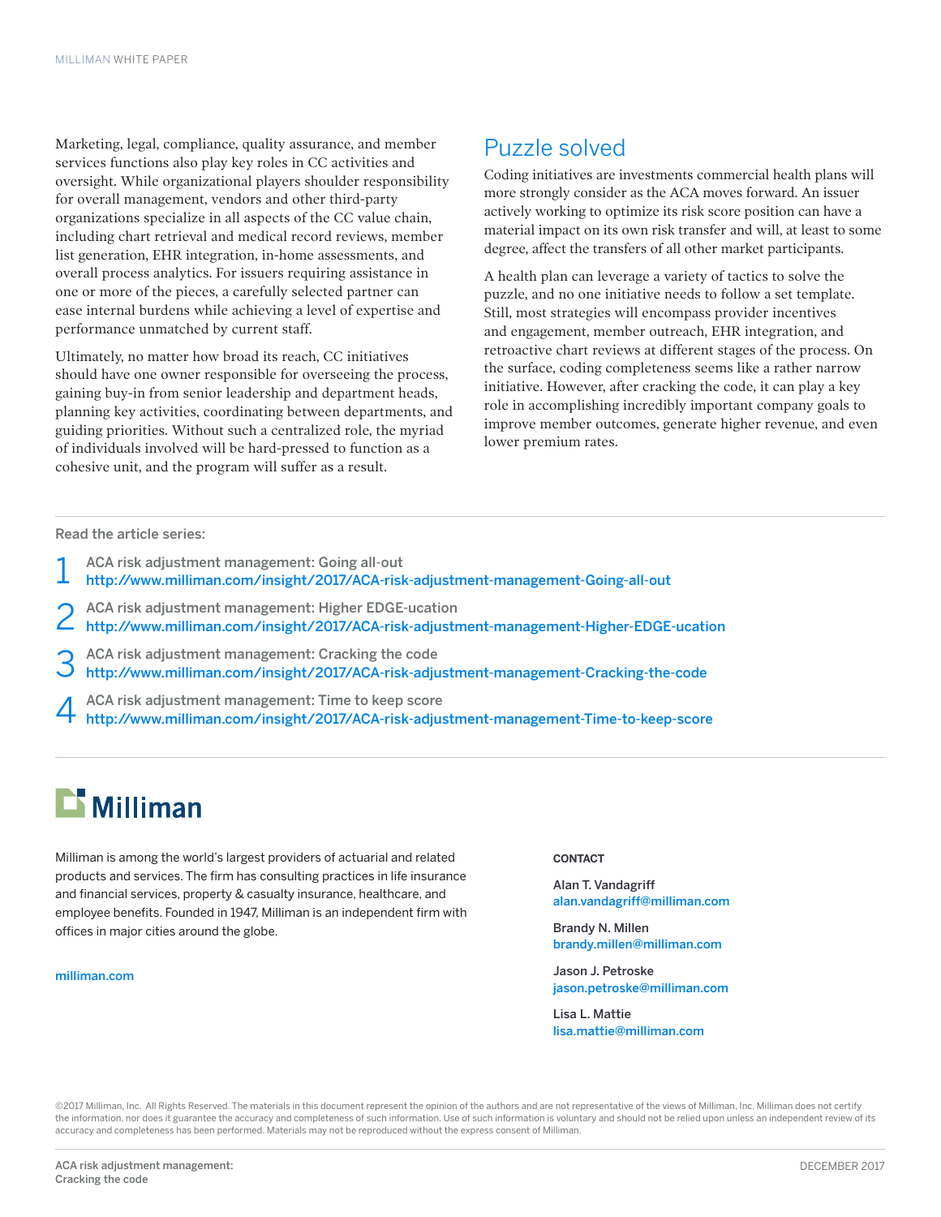Marketing, legal, compliance, quality assurance, and member services functions also play key roles in CC activities and oversight. While organizational players shoulder responsibility for overall management, vendors and other third-party organizations specialize in all aspects of the CC value chain, including chart retrieval and medical record reviews, member list generation, EHR integration, in-home assessments, and overall process analytics. For issuers requiring assistance in one or more of the pieces, a carefully selected partner can ease internal burdens while achieving a level of expertise and performance unmatched by current staff.

Ultimately, no matter how broad its reach, CC initiatives should have one owner responsible for overseeing the process, gaining buy-in from senior leadership and department heads, planning key activities, coordinating between departments, and guiding priorities. Without such a centralized role, the myriad of individuals involved will be hard-pressed to function as a cohesive unit, and the program will suffer as a result.

## Puzzle solved

Coding initiatives are investments commercial health plans will more strongly consider as the ACA moves forward. An issuer actively working to optimize its risk score position can have a material impact on its own risk transfer and will, at least to some degree, affect the transfers of all other market participants.

A health plan can leverage a variety of tactics to solve the puzzle, and no one initiative needs to follow a set template. Still, most strategies will encompass provider incentives and engagement, member outreach, EHR integration, and retroactive chart reviews at different stages of the process. On the surface, coding completeness seems like a rather narrow initiative. However, after cracking the code, it can play a key role in accomplishing incredibly important company goals to improve member outcomes, generate higher revenue, and even lower premium rates.

**Read the article series:**

1. ACA risk adjustment management: Going all-out
   http://www.milliman.com/insight/2017/ACA-risk-adjustment-management-Going-all-out
2. ACA risk adjustment management: Higher EDGE-ucation
   http://www.milliman.com/insight/2017/ACA-risk-adjustment-management-Higher-EDGE-ucation
3. ACA risk adjustment management: Cracking the code
   http://www.milliman.com/insight/2017/ACA-risk-adjustment-management-Cracking-the-code
4. ACA risk adjustment management: Time to keep score
   http://www.milliman.com/insight/2017/ACA-risk-adjustment-management-Time-to-keep-score

**Milliman**

Milliman is among the world's largest providers of actuarial and related products and services. The firm has consulting practices in life insurance and financial services, property & casualty insurance, healthcare, and employee benefits. Founded in 1947, Milliman is an independent firm with offices in major cities around the globe.

milliman.com

**CONTACT**

Alan T. Vandagriff
alan.vandagriff@milliman.com

Brandy N. Millen
brandy.millen@milliman.com

Jason J. Petroske
jason.petroske@milliman.com

Lisa L. Mattie
lisa.mattie@milliman.com

©2017 Milliman, Inc. All Rights Reserved. The materials in this document represent the opinion of the authors and are not representative of the views of Milliman, Inc. Milliman does not certify the information, nor does it guarantee the accuracy and completeness of such information. Use of such information is voluntary and should not be relied upon unless an independent review of its accuracy and completeness has been performed. Materials may not be reproduced without the express consent of Milliman.